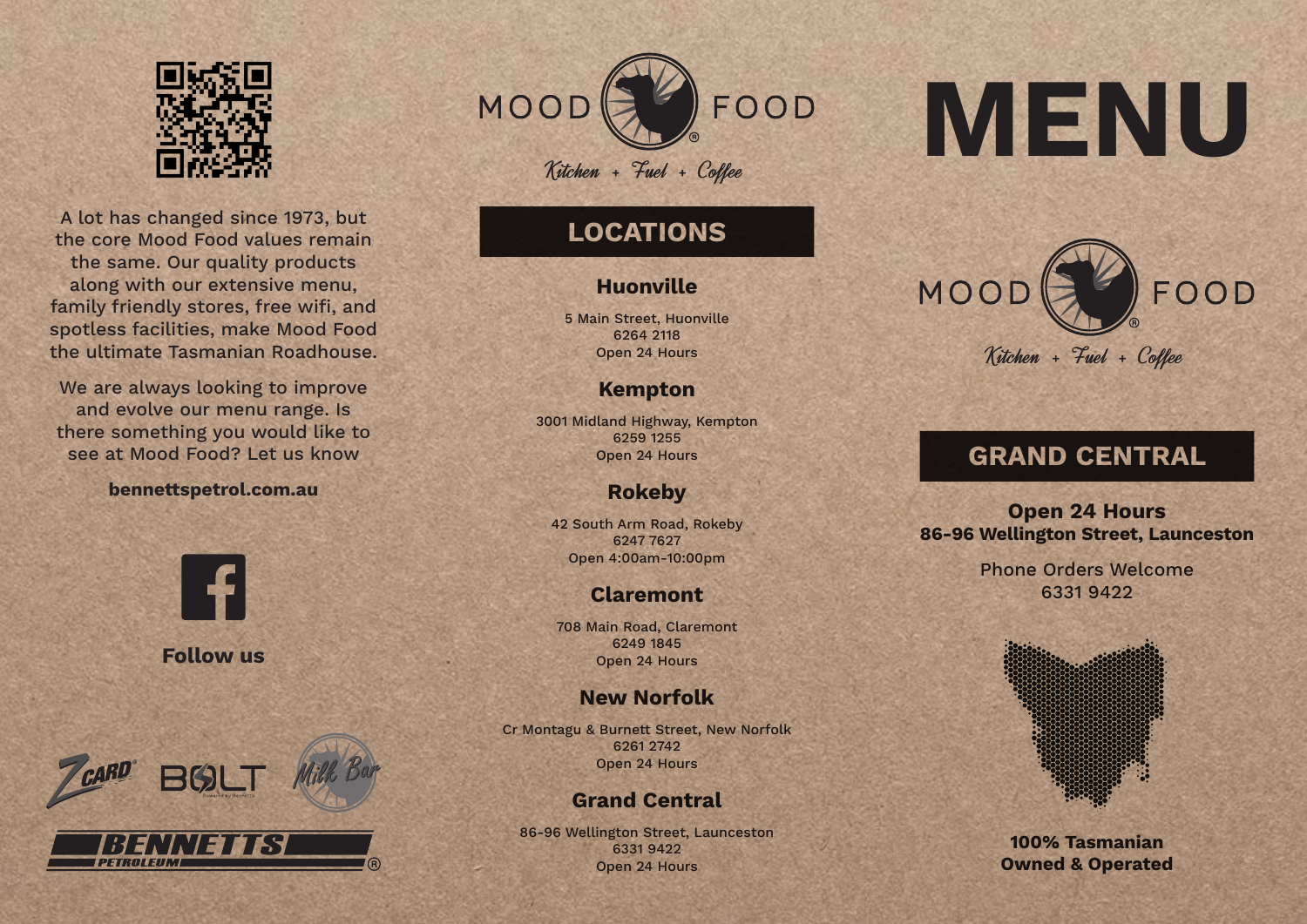A lot has changed since 1973, but the core Mood Food values remain the same. Our quality products along with our extensive menu, family friendly stores, free wifi, and spotless facilities, make Mood Food the ultimate Tasmanian Roadhouse.

We are always looking to improve and evolve our menu range. Is there something you would like to see at Mood Food? Let us know

**bennettspetrol.com.au**

**Follow us**

ZCARD® BOLT Milk Bar

BENNETTS PETROLEUM®

MOOD FOOD®

*Kitchen + Fuel + Coffee*

## LOCATIONS

### Huonville

5 Main Street, Huonville
6264 2118
Open 24 Hours

### Kempton

3001 Midland Highway, Kempton
6259 1255
Open 24 Hours

### Rokeby

42 South Arm Road, Rokeby
6247 7627
Open 4:00am-10:00pm

### Claremont

708 Main Road, Claremont
6249 1845
Open 24 Hours

### New Norfolk

Cr Montagu & Burnett Street, New Norfolk
6261 2742
Open 24 Hours

### Grand Central

86-96 Wellington Street, Launceston
6331 9422
Open 24 Hours

# MENU

MOOD FOOD®

*Kitchen + Fuel + Coffee*

## GRAND CENTRAL

**Open 24 Hours**
**86-96 Wellington Street, Launceston**

Phone Orders Welcome
6331 9422

**100% Tasmanian Owned & Operated**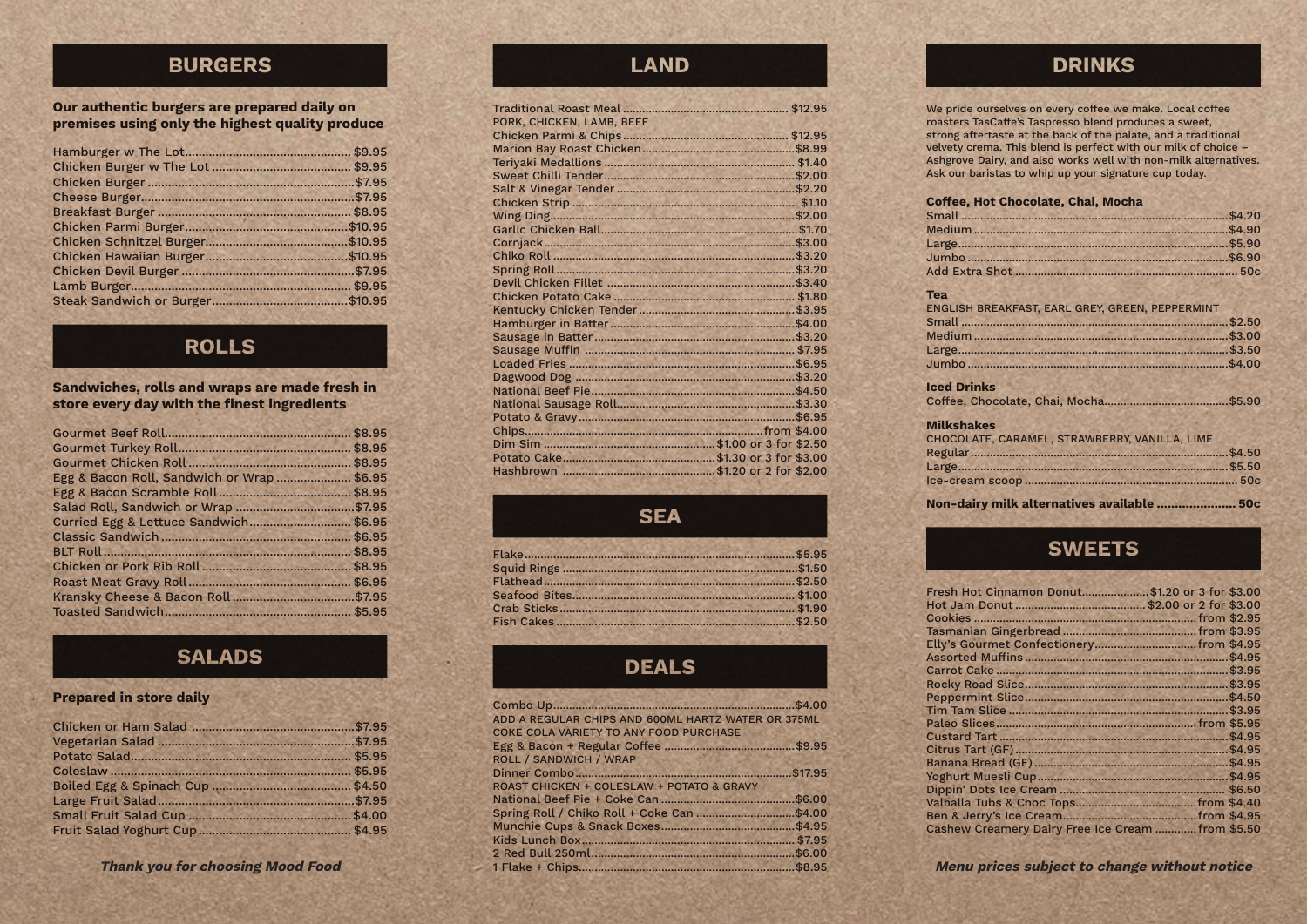## BURGERS

**Our authentic burgers are prepared daily on premises using only the highest quality produce**

| | |
|---|---|
| Hamburger w The Lot | $9.95 |
| Chicken Burger w The Lot | $9.95 |
| Chicken Burger | $7.95 |
| Cheese Burger | $7.95 |
| Breakfast Burger | $8.95 |
| Chicken Parmi Burger | $10.95 |
| Chicken Schnitzel Burger | $10.95 |
| Chicken Hawaiian Burger | $10.95 |
| Chicken Devil Burger | $7.95 |
| Lamb Burger | $9.95 |
| Steak Sandwich or Burger | $10.95 |

## ROLLS

**Sandwiches, rolls and wraps are made fresh in store every day with the finest ingredients**

| | |
|---|---|
| Gourmet Beef Roll | $8.95 |
| Gourmet Turkey Roll | $8.95 |
| Gourmet Chicken Roll | $8.95 |
| Egg & Bacon Roll, Sandwich or Wrap | $6.95 |
| Egg & Bacon Scramble Roll | $8.95 |
| Salad Roll, Sandwich or Wrap | $7.95 |
| Curried Egg & Lettuce Sandwich | $6.95 |
| Classic Sandwich | $6.95 |
| BLT Roll | $8.95 |
| Chicken or Pork Rib Roll | $8.95 |
| Roast Meat Gravy Roll | $6.95 |
| Kransky Cheese & Bacon Roll | $7.95 |
| Toasted Sandwich | $5.95 |

## SALADS

**Prepared in store daily**

| | |
|---|---|
| Chicken or Ham Salad | $7.95 |
| Vegetarian Salad | $7.95 |
| Potato Salad | $5.95 |
| Coleslaw | $5.95 |
| Boiled Egg & Spinach Cup | $4.50 |
| Large Fruit Salad | $7.95 |
| Small Fruit Salad Cup | $4.00 |
| Fruit Salad Yoghurt Cup | $4.95 |

*Thank you for choosing Mood Food*

## LAND

| | |
|---|---|
| Traditional Roast Meal<br>PORK, CHICKEN, LAMB, BEEF | $12.95 |
| Chicken Parmi & Chips | $12.95 |
| Marion Bay Roast Chicken | $8.99 |
| Teriyaki Medallions | $1.40 |
| Sweet Chilli Tender | $2.00 |
| Salt & Vinegar Tender | $2.20 |
| Chicken Strip | $1.10 |
| Wing Ding | $2.00 |
| Garlic Chicken Ball | $1.70 |
| Cornjack | $3.00 |
| Chiko Roll | $3.20 |
| Spring Roll | $3.20 |
| Devil Chicken Fillet | $3.40 |
| Chicken Potato Cake | $1.80 |
| Kentucky Chicken Tender | $3.95 |
| Hamburger in Batter | $4.00 |
| Sausage in Batter | $3.20 |
| Sausage Muffin | $7.95 |
| Loaded Fries | $6.95 |
| Dagwood Dog | $3.20 |
| National Beef Pie | $4.50 |
| National Sausage Roll | $3.30 |
| Potato & Gravy | $6.95 |
| Chips | from $4.00 |
| Dim Sim | $1.00 or 3 for $2.50 |
| Potato Cake | $1.30 or 3 for $3.00 |
| Hashbrown | $1.20 or 2 for $2.00 |

## SEA

| | |
|---|---|
| Flake | $5.95 |
| Squid Rings | $1.50 |
| Flathead | $2.50 |
| Seafood Bites | $1.00 |
| Crab Sticks | $1.90 |
| Fish Cakes | $2.50 |

## DEALS

| | |
|---|---|
| Combo Up<br>ADD A REGULAR CHIPS AND 600ML HARTZ WATER OR 375ML COKE COLA VARIETY TO ANY FOOD PURCHASE | $4.00 |
| Egg & Bacon + Regular Coffee<br>ROLL / SANDWICH / WRAP | $9.95 |
| Dinner Combo<br>ROAST CHICKEN + COLESLAW + POTATO & GRAVY | $17.95 |
| National Beef Pie + Coke Can | $6.00 |
| Spring Roll / Chiko Roll + Coke Can | $4.00 |
| Munchie Cups & Snack Boxes | $4.95 |
| Kids Lunch Box | $7.95 |
| 2 Red Bull 250ml | $6.00 |
| 1 Flake + Chips | $8.95 |

## DRINKS

We pride ourselves on every coffee we make. Local coffee roasters TasCaffe's Taspresso blend produces a sweet, strong aftertaste at the back of the palate, and a traditional velvety crema. This blend is perfect with our milk of choice – Ashgrove Dairy, and also works well with non-milk alternatives. Ask our baristas to whip up your signature cup today.

### Coffee, Hot Chocolate, Chai, Mocha

| | |
|---|---|
| Small | $4.20 |
| Medium | $4.90 |
| Large | $5.90 |
| Jumbo | $6.90 |
| Add Extra Shot | 50c |

### Tea

ENGLISH BREAKFAST, EARL GREY, GREEN, PEPPERMINT

| | |
|---|---|
| Small | $2.50 |
| Medium | $3.00 |
| Large | $3.50 |
| Jumbo | $4.00 |

### Iced Drinks

| | |
|---|---|
| Coffee, Chocolate, Chai, Mocha | $5.90 |

### Milkshakes

CHOCOLATE, CARAMEL, STRAWBERRY, VANILLA, LIME

| | |
|---|---|
| Regular | $4.50 |
| Large | $5.50 |
| Ice-cream scoop | 50c |

**Non-dairy milk alternatives available ..................... 50c**

## SWEETS

| | |
|---|---|
| Fresh Hot Cinnamon Donut | $1.20 or 3 for $3.00 |
| Hot Jam Donut | $2.00 or 2 for $3.00 |
| Cookies | from $2.95 |
| Tasmanian Gingerbread | from $3.95 |
| Elly's Gourmet Confectionery | from $4.95 |
| Assorted Muffins | $4.95 |
| Carrot Cake | $3.95 |
| Rocky Road Slice | $3.95 |
| Peppermint Slice | $4.50 |
| Tim Tam Slice | $3.95 |
| Paleo Slices | from $5.95 |
| Custard Tart | $4.95 |
| Citrus Tart (GF) | $4.95 |
| Banana Bread (GF) | $4.95 |
| Yoghurt Muesli Cup | $4.95 |
| Dippin' Dots Ice Cream | $6.50 |
| Valhalla Tubs & Choc Tops | from $4.40 |
| Ben & Jerry's Ice Cream | from $4.95 |
| Cashew Creamery Dairy Free Ice Cream | from $5.50 |

*Menu prices subject to change without notice*